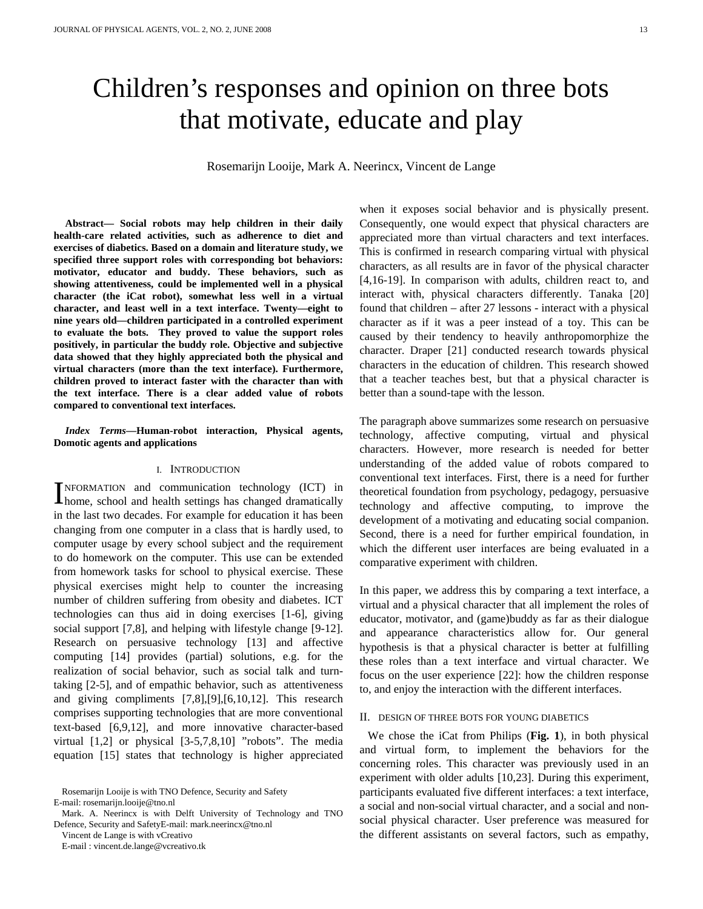# Children's responses and opinion on three bots that motivate, educate and play

Rosemarijn Looije, Mark A. Neerincx, Vincent de Lange

**Abstract— Social robots may help children in their daily health-care related activities, such as adherence to diet and exercises of diabetics. Based on a domain and literature study, we specified three support roles with corresponding bot behaviors: motivator, educator and buddy. These behaviors, such as showing attentiveness, could be implemented well in a physical character (the iCat robot), somewhat less well in a virtual character, and least well in a text interface. Twenty—eight to nine years old—children participated in a controlled experiment to evaluate the bots. They proved to value the support roles positively, in particular the buddy role. Objective and subjective data showed that they highly appreciated both the physical and virtual characters (more than the text interface). Furthermore, children proved to interact faster with the character than with the text interface. There is a clear added value of robots compared to conventional text interfaces.**

***Index Terms*—Human-robot interaction, Physical agents, Domotic agents and applications**

## I. Introduction

INFORMATION and communication technology (ICT) in home, school and health settings has changed dramatically in the last two decades. For example for education it has been changing from one computer in a class that is hardly used, to computer usage by every school subject and the requirement to do homework on the computer. This use can be extended from homework tasks for school to physical exercise. These physical exercises might help to counter the increasing number of children suffering from obesity and diabetes. ICT technologies can thus aid in doing exercises [1-6], giving social support [7,8], and helping with lifestyle change [9-12]. Research on persuasive technology [13] and affective computing [14] provides (partial) solutions, e.g. for the realization of social behavior, such as social talk and turn-taking [2-5], and of empathic behavior, such as attentiveness and giving compliments [7,8],[9],[6,10,12]. This research comprises supporting technologies that are more conventional text-based [6,9,12], and more innovative character-based virtual [1,2] or physical [3-5,7,8,10] "robots". The media equation [15] states that technology is higher appreciated when it exposes social behavior and is physically present. Consequently, one would expect that physical characters are appreciated more than virtual characters and text interfaces. This is confirmed in research comparing virtual with physical characters, as all results are in favor of the physical character [4,16-19]. In comparison with adults, children react to, and interact with, physical characters differently. Tanaka [20] found that children – after 27 lessons - interact with a physical character as if it was a peer instead of a toy. This can be caused by their tendency to heavily anthropomorphize the character. Draper [21] conducted research towards physical characters in the education of children. This research showed that a teacher teaches best, but that a physical character is better than a sound-tape with the lesson.

The paragraph above summarizes some research on persuasive technology, affective computing, virtual and physical characters. However, more research is needed for better understanding of the added value of robots compared to conventional text interfaces. First, there is a need for further theoretical foundation from psychology, pedagogy, persuasive technology and affective computing, to improve the development of a motivating and educating social companion. Second, there is a need for further empirical foundation, in which the different user interfaces are being evaluated in a comparative experiment with children.

In this paper, we address this by comparing a text interface, a virtual and a physical character that all implement the roles of educator, motivator, and (game)buddy as far as their dialogue and appearance characteristics allow for. Our general hypothesis is that a physical character is better at fulfilling these roles than a text interface and virtual character. We focus on the user experience [22]: how the children response to, and enjoy the interaction with the different interfaces.

## II. Design of three bots for young diabetics

We chose the iCat from Philips (**Fig. 1**), in both physical and virtual form, to implement the behaviors for the concerning roles. This character was previously used in an experiment with older adults [10,23]. During this experiment, participants evaluated five different interfaces: a text interface, a social and non-social virtual character, and a social and non-social physical character. User preference was measured for the different assistants on several factors, such as empathy,

Rosemarijn Looije is with TNO Defence, Security and Safety
E-mail: rosemarijn.looije@tno.nl

Mark. A. Neerincx is with Delft University of Technology and TNO Defence, Security and SafetyE-mail: mark.neerincx@tno.nl

Vincent de Lange is with vCreativo
E-mail : vincent.de.lange@vcreativo.tk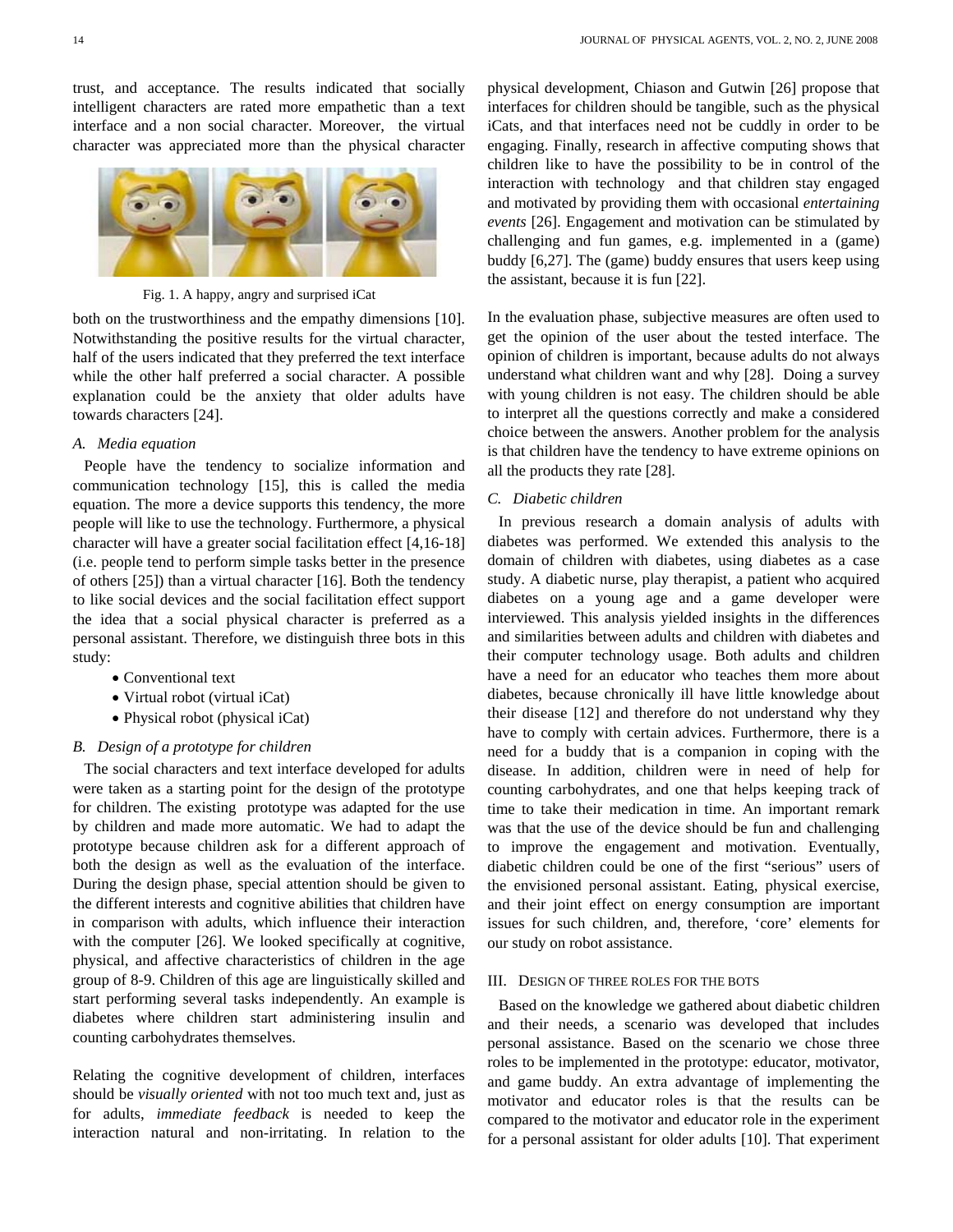trust, and acceptance. The results indicated that socially intelligent characters are rated more empathetic than a text interface and a non social character. Moreover, the virtual character was appreciated more than the physical character both on the trustworthiness and the empathy dimensions [10]. Notwithstanding the positive results for the virtual character, half of the users indicated that they preferred the text interface while the other half preferred a social character. A possible explanation could be the anxiety that older adults have towards characters [24].

Fig. 1. A happy, angry and surprised iCat

### A. Media equation

People have the tendency to socialize information and communication technology [15], this is called the media equation. The more a device supports this tendency, the more people will like to use the technology. Furthermore, a physical character will have a greater social facilitation effect [4,16-18] (i.e. people tend to perform simple tasks better in the presence of others [25]) than a virtual character [16]. Both the tendency to like social devices and the social facilitation effect support the idea that a social physical character is preferred as a personal assistant. Therefore, we distinguish three bots in this study:

- Conventional text
- Virtual robot (virtual iCat)
- Physical robot (physical iCat)

### B. Design of a prototype for children

The social characters and text interface developed for adults were taken as a starting point for the design of the prototype for children. The existing prototype was adapted for the use by children and made more automatic. We had to adapt the prototype because children ask for a different approach of both the design as well as the evaluation of the interface. During the design phase, special attention should be given to the different interests and cognitive abilities that children have in comparison with adults, which influence their interaction with the computer [26]. We looked specifically at cognitive, physical, and affective characteristics of children in the age group of 8-9. Children of this age are linguistically skilled and start performing several tasks independently. An example is diabetes where children start administering insulin and counting carbohydrates themselves.

Relating the cognitive development of children, interfaces should be *visually oriented* with not too much text and, just as for adults, *immediate feedback* is needed to keep the interaction natural and non-irritating. In relation to the physical development, Chiason and Gutwin [26] propose that interfaces for children should be tangible, such as the physical iCats, and that interfaces need not be cuddly in order to be engaging. Finally, research in affective computing shows that children like to have the possibility to be in control of the interaction with technology and that children stay engaged and motivated by providing them with occasional *entertaining events* [26]. Engagement and motivation can be stimulated by challenging and fun games, e.g. implemented in a (game) buddy [6,27]. The (game) buddy ensures that users keep using the assistant, because it is fun [22].

In the evaluation phase, subjective measures are often used to get the opinion of the user about the tested interface. The opinion of children is important, because adults do not always understand what children want and why [28]. Doing a survey with young children is not easy. The children should be able to interpret all the questions correctly and make a considered choice between the answers. Another problem for the analysis is that children have the tendency to have extreme opinions on all the products they rate [28].

### C. Diabetic children

In previous research a domain analysis of adults with diabetes was performed. We extended this analysis to the domain of children with diabetes, using diabetes as a case study. A diabetic nurse, play therapist, a patient who acquired diabetes on a young age and a game developer were interviewed. This analysis yielded insights in the differences and similarities between adults and children with diabetes and their computer technology usage. Both adults and children have a need for an educator who teaches them more about diabetes, because chronically ill have little knowledge about their disease [12] and therefore do not understand why they have to comply with certain advices. Furthermore, there is a need for a buddy that is a companion in coping with the disease. In addition, children were in need of help for counting carbohydrates, and one that helps keeping track of time to take their medication in time. An important remark was that the use of the device should be fun and challenging to improve the engagement and motivation. Eventually, diabetic children could be one of the first "serious" users of the envisioned personal assistant. Eating, physical exercise, and their joint effect on energy consumption are important issues for such children, and, therefore, 'core' elements for our study on robot assistance.

## III. Design of three roles for the bots

Based on the knowledge we gathered about diabetic children and their needs, a scenario was developed that includes personal assistance. Based on the scenario we chose three roles to be implemented in the prototype: educator, motivator, and game buddy. An extra advantage of implementing the motivator and educator roles is that the results can be compared to the motivator and educator role in the experiment for a personal assistant for older adults [10]. That experiment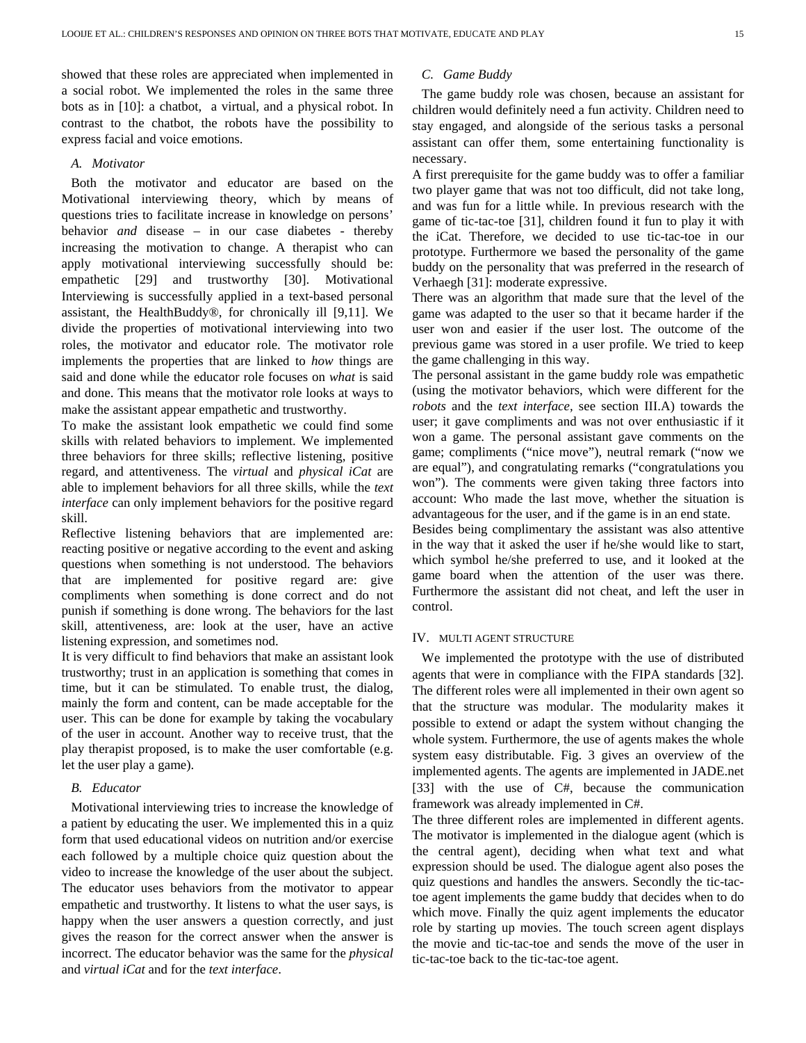showed that these roles are appreciated when implemented in a social robot. We implemented the roles in the same three bots as in [10]: a chatbot, a virtual, and a physical robot. In contrast to the chatbot, the robots have the possibility to express facial and voice emotions.

### A. Motivator

Both the motivator and educator are based on the Motivational interviewing theory, which by means of questions tries to facilitate increase in knowledge on persons' behavior *and* disease – in our case diabetes - thereby increasing the motivation to change. A therapist who can apply motivational interviewing successfully should be: empathetic [29] and trustworthy [30]. Motivational Interviewing is successfully applied in a text-based personal assistant, the HealthBuddy®, for chronically ill [9,11]. We divide the properties of motivational interviewing into two roles, the motivator and educator role. The motivator role implements the properties that are linked to *how* things are said and done while the educator role focuses on *what* is said and done. This means that the motivator role looks at ways to make the assistant appear empathetic and trustworthy.

To make the assistant look empathetic we could find some skills with related behaviors to implement. We implemented three behaviors for three skills; reflective listening, positive regard, and attentiveness. The *virtual* and *physical iCat* are able to implement behaviors for all three skills, while the *text interface* can only implement behaviors for the positive regard skill.

Reflective listening behaviors that are implemented are: reacting positive or negative according to the event and asking questions when something is not understood. The behaviors that are implemented for positive regard are: give compliments when something is done correct and do not punish if something is done wrong. The behaviors for the last skill, attentiveness, are: look at the user, have an active listening expression, and sometimes nod.

It is very difficult to find behaviors that make an assistant look trustworthy; trust in an application is something that comes in time, but it can be stimulated. To enable trust, the dialog, mainly the form and content, can be made acceptable for the user. This can be done for example by taking the vocabulary of the user in account. Another way to receive trust, that the play therapist proposed, is to make the user comfortable (e.g. let the user play a game).

### B. Educator

Motivational interviewing tries to increase the knowledge of a patient by educating the user. We implemented this in a quiz form that used educational videos on nutrition and/or exercise each followed by a multiple choice quiz question about the video to increase the knowledge of the user about the subject. The educator uses behaviors from the motivator to appear empathetic and trustworthy. It listens to what the user says, is happy when the user answers a question correctly, and just gives the reason for the correct answer when the answer is incorrect. The educator behavior was the same for the *physical* and *virtual iCat* and for the *text interface*.

### C. Game Buddy

The game buddy role was chosen, because an assistant for children would definitely need a fun activity. Children need to stay engaged, and alongside of the serious tasks a personal assistant can offer them, some entertaining functionality is necessary.

A first prerequisite for the game buddy was to offer a familiar two player game that was not too difficult, did not take long, and was fun for a little while. In previous research with the game of tic-tac-toe [31], children found it fun to play it with the iCat. Therefore, we decided to use tic-tac-toe in our prototype. Furthermore we based the personality of the game buddy on the personality that was preferred in the research of Verhaegh [31]: moderate expressive.

There was an algorithm that made sure that the level of the game was adapted to the user so that it became harder if the user won and easier if the user lost. The outcome of the previous game was stored in a user profile. We tried to keep the game challenging in this way.

The personal assistant in the game buddy role was empathetic (using the motivator behaviors, which were different for the *robots* and the *text interface*, see section III.A) towards the user; it gave compliments and was not over enthusiastic if it won a game. The personal assistant gave comments on the game; compliments ("nice move"), neutral remark ("now we are equal"), and congratulating remarks ("congratulations you won"). The comments were given taking three factors into account: Who made the last move, whether the situation is advantageous for the user, and if the game is in an end state.

Besides being complimentary the assistant was also attentive in the way that it asked the user if he/she would like to start, which symbol he/she preferred to use, and it looked at the game board when the attention of the user was there. Furthermore the assistant did not cheat, and left the user in control.

## IV. Multi Agent Structure

We implemented the prototype with the use of distributed agents that were in compliance with the FIPA standards [32]. The different roles were all implemented in their own agent so that the structure was modular. The modularity makes it possible to extend or adapt the system without changing the whole system. Furthermore, the use of agents makes the whole system easy distributable. Fig. 3 gives an overview of the implemented agents. The agents are implemented in JADE.net [33] with the use of C#, because the communication framework was already implemented in C#.

The three different roles are implemented in different agents. The motivator is implemented in the dialogue agent (which is the central agent), deciding when what text and what expression should be used. The dialogue agent also poses the quiz questions and handles the answers. Secondly the tic-tac-toe agent implements the game buddy that decides when to do which move. Finally the quiz agent implements the educator role by starting up movies. The touch screen agent displays the movie and tic-tac-toe and sends the move of the user in tic-tac-toe back to the tic-tac-toe agent.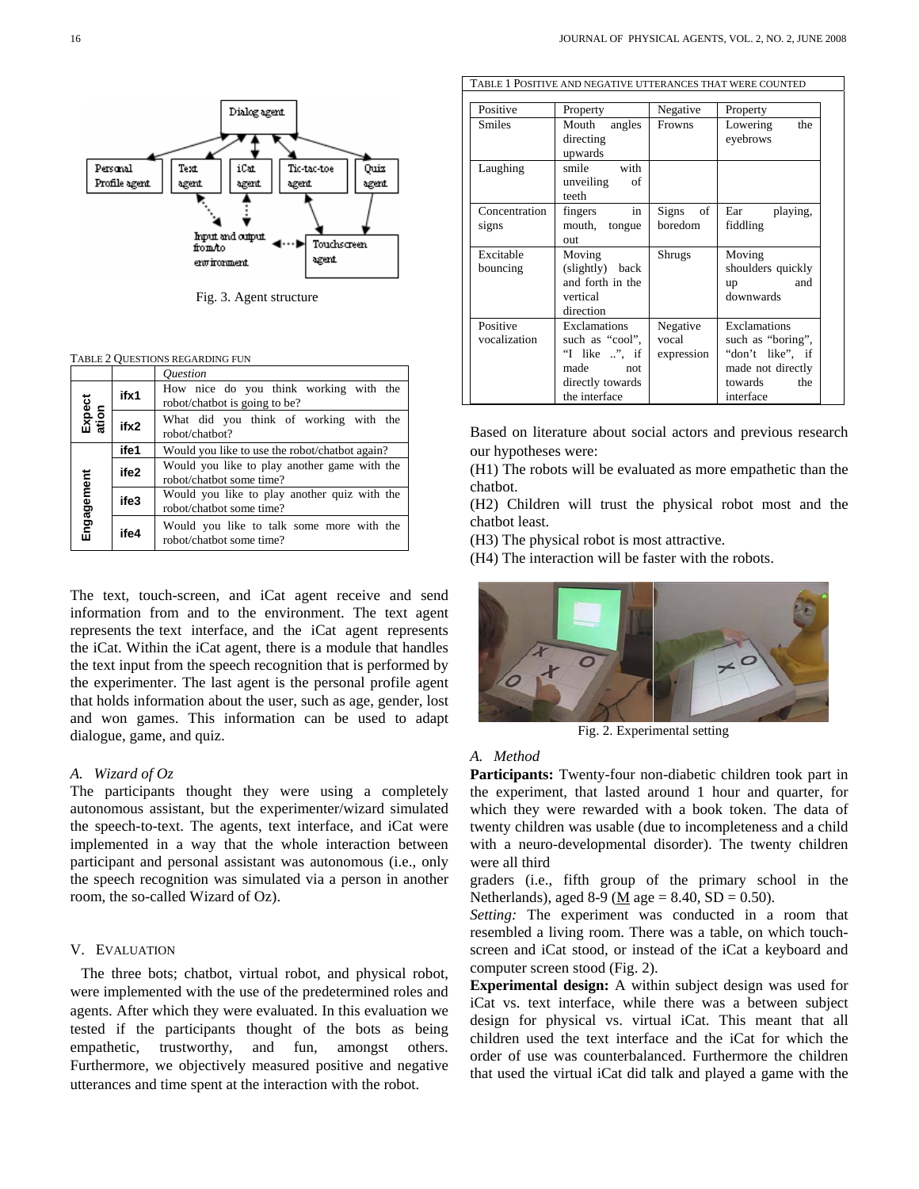Fig. 3. Agent structure

TABLE 2 QUESTIONS REGARDING FUN

| | | *Question* |
|---|---|---|
| Expectation | ifx1 | How nice do you think working with the robot/chatbot is going to be? |
| | ifx2 | What did you think of working with the robot/chatbot? |
| Engagement | ife1 | Would you like to use the robot/chatbot again? |
| | ife2 | Would you like to play another game with the robot/chatbot some time? |
| | ife3 | Would you like to play another quiz with the robot/chatbot some time? |
| | ife4 | Would you like to talk some more with the robot/chatbot some time? |

The text, touch-screen, and iCat agent receive and send information from and to the environment. The text agent represents the text interface, and the iCat agent represents the iCat. Within the iCat agent, there is a module that handles the text input from the speech recognition that is performed by the experimenter. The last agent is the personal profile agent that holds information about the user, such as age, gender, lost and won games. This information can be used to adapt dialogue, game, and quiz.

### A. Wizard of Oz

The participants thought they were using a completely autonomous assistant, but the experimenter/wizard simulated the speech-to-text. The agents, text interface, and iCat were implemented in a way that the whole interaction between participant and personal assistant was autonomous (i.e., only the speech recognition was simulated via a person in another room, the so-called Wizard of Oz).

## V. EVALUATION

The three bots; chatbot, virtual robot, and physical robot, were implemented with the use of the predetermined roles and agents. After which they were evaluated. In this evaluation we tested if the participants thought of the bots as being empathetic, trustworthy, and fun, amongst others. Furthermore, we objectively measured positive and negative utterances and time spent at the interaction with the robot.

TABLE 1 POSITIVE AND NEGATIVE UTTERANCES THAT WERE COUNTED

| Positive | Property | Negative | Property |
|---|---|---|---|
| Smiles | Mouth angles directing upwards | Frowns | Lowering the eyebrows |
| Laughing | smile with unveiling of teeth | | |
| Concentration signs | fingers in mouth, tongue out | Signs of boredom | Ear playing, fiddling |
| Excitable bouncing | Moving (slightly) back and forth in the vertical direction | Shrugs | Moving shoulders quickly up and downwards |
| Positive vocalization | Exclamations such as "cool", "I like ..", if made not directly towards the interface | Negative vocal expression | Exclamations such as "boring", "don't like", if made not directly towards the interface |

Based on literature about social actors and previous research our hypotheses were:

(H1) The robots will be evaluated as more empathetic than the chatbot.

(H2) Children will trust the physical robot most and the chatbot least.

(H3) The physical robot is most attractive.

(H4) The interaction will be faster with the robots.

Fig. 2. Experimental setting

### A. Method

**Participants:** Twenty-four non-diabetic children took part in the experiment, that lasted around 1 hour and quarter, for which they were rewarded with a book token. The data of twenty children was usable (due to incompleteness and a child with a neuro-developmental disorder). The twenty children were all third graders (i.e., fifth group of the primary school in the Netherlands), aged 8-9 (M age = 8.40, SD = 0.50).

*Setting:* The experiment was conducted in a room that resembled a living room. There was a table, on which touch-screen and iCat stood, or instead of the iCat a keyboard and computer screen stood (Fig. 2).

**Experimental design:** A within subject design was used for iCat vs. text interface, while there was a between subject design for physical vs. virtual iCat. This meant that all children used the text interface and the iCat for which the order of use was counterbalanced. Furthermore the children that used the virtual iCat did talk and played a game with the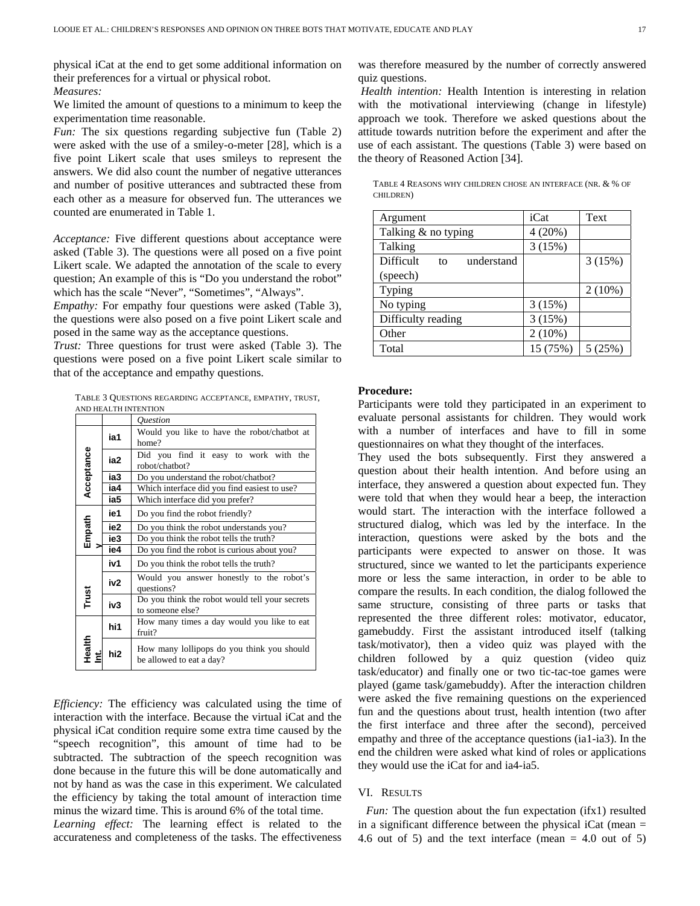physical iCat at the end to get some additional information on their preferences for a virtual or physical robot.

*Measures:*

We limited the amount of questions to a minimum to keep the experimentation time reasonable.

*Fun:* The six questions regarding subjective fun (Table 2) were asked with the use of a smiley-o-meter [28], which is a five point Likert scale that uses smileys to represent the answers. We did also count the number of negative utterances and number of positive utterances and subtracted these from each other as a measure for observed fun. The utterances we counted are enumerated in Table 1.

*Acceptance:* Five different questions about acceptance were asked (Table 3). The questions were all posed on a five point Likert scale. We adapted the annotation of the scale to every question; An example of this is "Do you understand the robot" which has the scale "Never", "Sometimes", "Always".

*Empathy:* For empathy four questions were asked (Table 3), the questions were also posed on a five point Likert scale and posed in the same way as the acceptance questions.

*Trust:* Three questions for trust were asked (Table 3). The questions were posed on a five point Likert scale similar to that of the acceptance and empathy questions.

TABLE 3 QUESTIONS REGARDING ACCEPTANCE, EMPATHY, TRUST, AND HEALTH INTENTION

| | | *Question* |
|---|---|---|
| Acceptance | ia1 | Would you like to have the robot/chatbot at home? |
| | ia2 | Did you find it easy to work with the robot/chatbot? |
| | ia3 | Do you understand the robot/chatbot? |
| | ia4 | Which interface did you find easiest to use? |
| | ia5 | Which interface did you prefer? |
| Empathy | ie1 | Do you find the robot friendly? |
| | ie2 | Do you think the robot understands you? |
| | ie3 | Do you think the robot tells the truth? |
| | ie4 | Do you find the robot is curious about you? |
| Trust | iv1 | Do you think the robot tells the truth? |
| | iv2 | Would you answer honestly to the robot's questions? |
| | iv3 | Do you think the robot would tell your secrets to someone else? |
| Health Int. | hi1 | How many times a day would you like to eat fruit? |
| | hi2 | How many lollipops do you think you should be allowed to eat a day? |

*Efficiency:* The efficiency was calculated using the time of interaction with the interface. Because the virtual iCat and the physical iCat condition require some extra time caused by the "speech recognition", this amount of time had to be subtracted. The subtraction of the speech recognition was done because in the future this will be done automatically and not by hand as was the case in this experiment. We calculated the efficiency by taking the total amount of interaction time minus the wizard time. This is around 6% of the total time.

*Learning effect:* The learning effect is related to the accurateness and completeness of the tasks. The effectiveness was therefore measured by the number of correctly answered quiz questions.

*Health intention:* Health Intention is interesting in relation with the motivational interviewing (change in lifestyle) approach we took. Therefore we asked questions about the attitude towards nutrition before the experiment and after the use of each assistant. The questions (Table 3) were based on the theory of Reasoned Action [34].

TABLE 4 REASONS WHY CHILDREN CHOSE AN INTERFACE (NR. & % OF CHILDREN)

| Argument | iCat | Text |
|---|---|---|
| Talking & no typing | 4 (20%) | |
| Talking | 3 (15%) | |
| Difficult to understand (speech) | | 3 (15%) |
| Typing | | 2 (10%) |
| No typing | 3 (15%) | |
| Difficulty reading | 3 (15%) | |
| Other | 2 (10%) | |
| Total | 15 (75%) | 5 (25%) |

**Procedure:**

Participants were told they participated in an experiment to evaluate personal assistants for children. They would work with a number of interfaces and have to fill in some questionnaires on what they thought of the interfaces.

They used the bots subsequently. First they answered a question about their health intention. And before using an interface, they answered a question about expected fun. They were told that when they would hear a beep, the interaction would start. The interaction with the interface followed a structured dialog, which was led by the interface. In the interaction, questions were asked by the bots and the participants were expected to answer on those. It was structured, since we wanted to let the participants experience more or less the same interaction, in order to be able to compare the results. In each condition, the dialog followed the same structure, consisting of three parts or tasks that represented the three different roles: motivator, educator, gamebuddy. First the assistant introduced itself (talking task/motivator), then a video quiz was played with the children followed by a quiz question (video quiz task/educator) and finally one or two tic-tac-toe games were played (game task/gamebuddy). After the interaction children were asked the five remaining questions on the experienced fun and the questions about trust, health intention (two after the first interface and three after the second), perceived empathy and three of the acceptance questions (ia1-ia3). In the end the children were asked what kind of roles or applications they would use the iCat for and ia4-ia5.

## VI. RESULTS

*Fun:* The question about the fun expectation (ifx1) resulted in a significant difference between the physical iCat (mean = 4.6 out of 5) and the text interface (mean = 4.0 out of 5)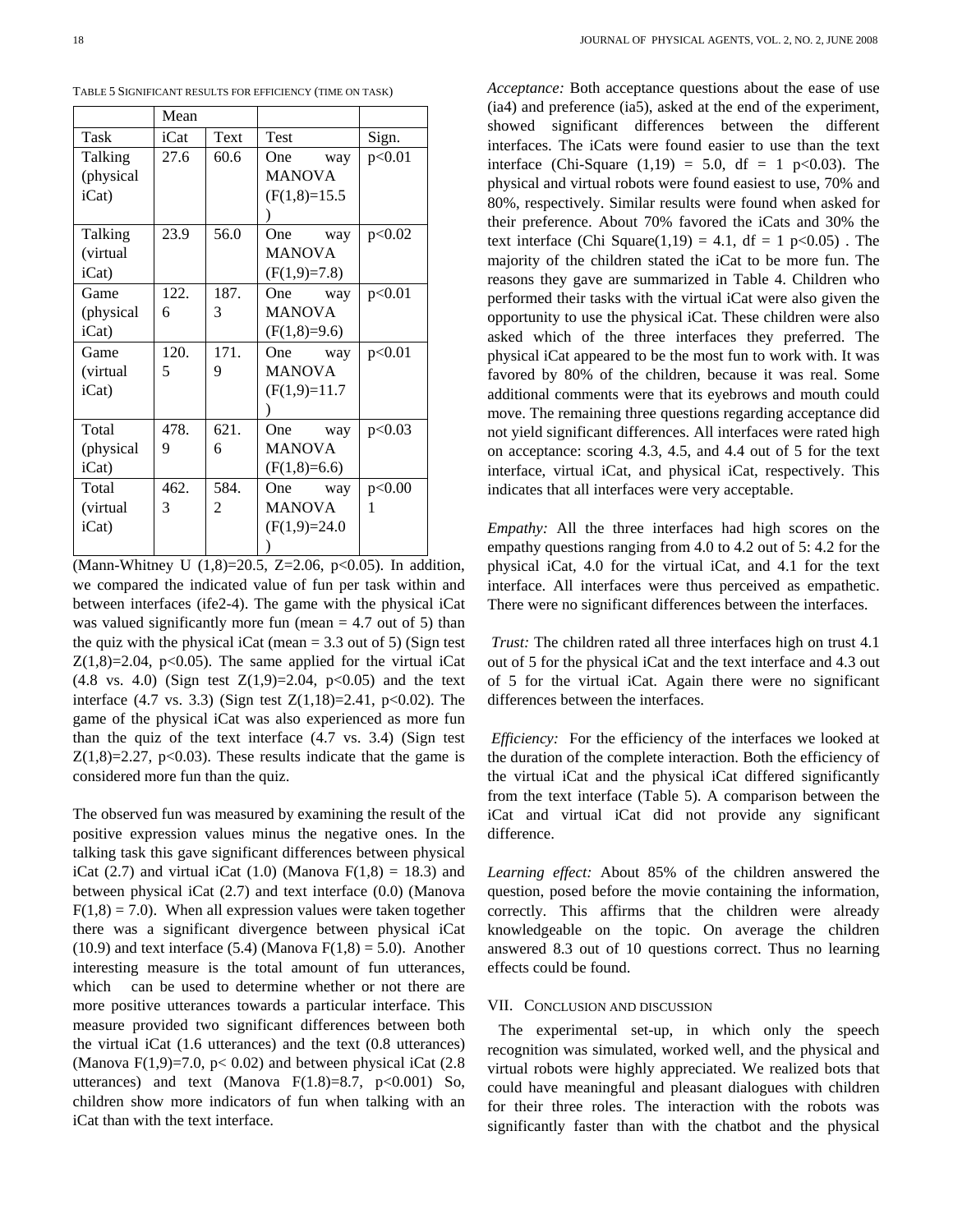TABLE 5 SIGNIFICANT RESULTS FOR EFFICIENCY (TIME ON TASK)

| | Mean | | | |
|---|---|---|---|---|
| Task | iCat | Text | Test | Sign. |
| Talking (physical iCat) | 27.6 | 60.6 | One way MANOVA ($F(1,8)=15.5$) | $p<0.01$ |
| Talking (virtual iCat) | 23.9 | 56.0 | One way MANOVA ($F(1,9)=7.8$) | $p<0.02$ |
| Game (physical iCat) | 122.6 | 187.3 | One way MANOVA ($F(1,8)=9.6$) | $p<0.01$ |
| Game (virtual iCat) | 120.5 | 171.9 | One way MANOVA ($F(1,9)=11.7$) | $p<0.01$ |
| Total (physical iCat) | 478.9 | 621.6 | One way MANOVA ($F(1,8)=6.6$) | $p<0.03$ |
| Total (virtual iCat) | 462.3 | 584.2 | One way MANOVA ($F(1,9)=24.0$) | $p<0.001$ |

(Mann-Whitney U $(1,8)=20.5$, $Z=2.06$, $p<0.05$). In addition, we compared the indicated value of fun per task within and between interfaces (ife2-4). The game with the physical iCat was valued significantly more fun (mean = 4.7 out of 5) than the quiz with the physical iCat (mean = 3.3 out of 5) (Sign test $Z(1,8)=2.04$, $p<0.05$). The same applied for the virtual iCat (4.8 vs. 4.0) (Sign test $Z(1,9)=2.04$, $p<0.05$) and the text interface (4.7 vs. 3.3) (Sign test $Z(1,18)=2.41$, $p<0.02$). The game of the physical iCat was also experienced as more fun than the quiz of the text interface (4.7 vs. 3.4) (Sign test $Z(1,8)=2.27$, $p<0.03$). These results indicate that the game is considered more fun than the quiz.

The observed fun was measured by examining the result of the positive expression values minus the negative ones. In the talking task this gave significant differences between physical iCat (2.7) and virtual iCat (1.0) (Manova $F(1,8) = 18.3$) and between physical iCat (2.7) and text interface (0.0) (Manova $F(1,8) = 7.0$). When all expression values were taken together there was a significant divergence between physical iCat (10.9) and text interface (5.4) (Manova $F(1,8) = 5.0$). Another interesting measure is the total amount of fun utterances, which can be used to determine whether or not there are more positive utterances towards a particular interface. This measure provided two significant differences between both the virtual iCat (1.6 utterances) and the text (0.8 utterances) (Manova $F(1,9)=7.0$, $p< 0.02$) and between physical iCat (2.8 utterances) and text (Manova $F(1.8)=8.7$, $p<0.001$) So, children show more indicators of fun when talking with an iCat than with the text interface.

*Acceptance:* Both acceptance questions about the ease of use (ia4) and preference (ia5), asked at the end of the experiment, showed significant differences between the different interfaces. The iCats were found easier to use than the text interface (Chi-Square $(1,19) = 5.0$, df = 1 $p<0.03$). The physical and virtual robots were found easiest to use, 70% and 80%, respectively. Similar results were found when asked for their preference. About 70% favored the iCats and 30% the text interface (Chi Square$(1,19) = 4.1$, df = 1 $p<0.05$) . The majority of the children stated the iCat to be more fun. The reasons they gave are summarized in Table 4. Children who performed their tasks with the virtual iCat were also given the opportunity to use the physical iCat. These children were also asked which of the three interfaces they preferred. The physical iCat appeared to be the most fun to work with. It was favored by 80% of the children, because it was real. Some additional comments were that its eyebrows and mouth could move. The remaining three questions regarding acceptance did not yield significant differences. All interfaces were rated high on acceptance: scoring 4.3, 4.5, and 4.4 out of 5 for the text interface, virtual iCat, and physical iCat, respectively. This indicates that all interfaces were very acceptable.

*Empathy:* All the three interfaces had high scores on the empathy questions ranging from 4.0 to 4.2 out of 5: 4.2 for the physical iCat, 4.0 for the virtual iCat, and 4.1 for the text interface. All interfaces were thus perceived as empathetic. There were no significant differences between the interfaces.

*Trust:* The children rated all three interfaces high on trust 4.1 out of 5 for the physical iCat and the text interface and 4.3 out of 5 for the virtual iCat. Again there were no significant differences between the interfaces.

*Efficiency:* For the efficiency of the interfaces we looked at the duration of the complete interaction. Both the efficiency of the virtual iCat and the physical iCat differed significantly from the text interface (Table 5). A comparison between the iCat and virtual iCat did not provide any significant difference.

*Learning effect:* About 85% of the children answered the question, posed before the movie containing the information, correctly. This affirms that the children were already knowledgeable on the topic. On average the children answered 8.3 out of 10 questions correct. Thus no learning effects could be found.

## VII. CONCLUSION AND DISCUSSION

The experimental set-up, in which only the speech recognition was simulated, worked well, and the physical and virtual robots were highly appreciated. We realized bots that could have meaningful and pleasant dialogues with children for their three roles. The interaction with the robots was significantly faster than with the chatbot and the physical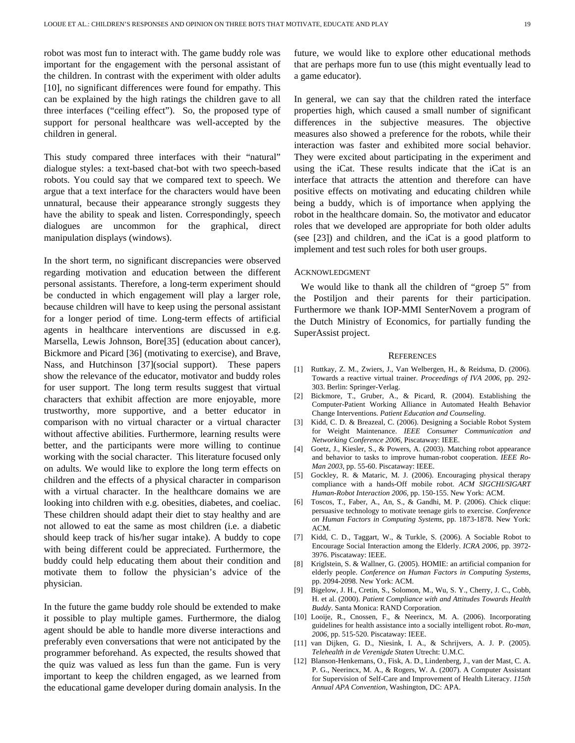robot was most fun to interact with. The game buddy role was important for the engagement with the personal assistant of the children. In contrast with the experiment with older adults [10], no significant differences were found for empathy. This can be explained by the high ratings the children gave to all three interfaces ("ceiling effect"). So, the proposed type of support for personal healthcare was well-accepted by the children in general.

This study compared three interfaces with their "natural" dialogue styles: a text-based chat-bot with two speech-based robots. You could say that we compared text to speech. We argue that a text interface for the characters would have been unnatural, because their appearance strongly suggests they have the ability to speak and listen. Correspondingly, speech dialogues are uncommon for the graphical, direct manipulation displays (windows).

In the short term, no significant discrepancies were observed regarding motivation and education between the different personal assistants. Therefore, a long-term experiment should be conducted in which engagement will play a larger role, because children will have to keep using the personal assistant for a longer period of time. Long-term effects of artificial agents in healthcare interventions are discussed in e.g. Marsella, Lewis Johnson, Bore[35] (education about cancer), Bickmore and Picard [36] (motivating to exercise), and Brave, Nass, and Hutchinson [37](social support). These papers show the relevance of the educator, motivator and buddy roles for user support. The long term results suggest that virtual characters that exhibit affection are more enjoyable, more trustworthy, more supportive, and a better educator in comparison with no virtual character or a virtual character without affective abilities. Furthermore, learning results were better, and the participants were more willing to continue working with the social character. This literature focused only on adults. We would like to explore the long term effects on children and the effects of a physical character in comparison with a virtual character. In the healthcare domains we are looking into children with e.g. obesities, diabetes, and coeliac. These children should adapt their diet to stay healthy and are not allowed to eat the same as most children (i.e. a diabetic should keep track of his/her sugar intake). A buddy to cope with being different could be appreciated. Furthermore, the buddy could help educating them about their condition and motivate them to follow the physician's advice of the physician.

In the future the game buddy role should be extended to make it possible to play multiple games. Furthermore, the dialog agent should be able to handle more diverse interactions and preferably even conversations that were not anticipated by the programmer beforehand. As expected, the results showed that the quiz was valued as less fun than the game. Fun is very important to keep the children engaged, as we learned from the educational game developer during domain analysis. In the future, we would like to explore other educational methods that are perhaps more fun to use (this might eventually lead to a game educator).

In general, we can say that the children rated the interface properties high, which caused a small number of significant differences in the subjective measures. The objective measures also showed a preference for the robots, while their interaction was faster and exhibited more social behavior. They were excited about participating in the experiment and using the iCat. These results indicate that the iCat is an interface that attracts the attention and therefore can have positive effects on motivating and educating children while being a buddy, which is of importance when applying the robot in the healthcare domain. So, the motivator and educator roles that we developed are appropriate for both older adults (see [23]) and children, and the iCat is a good platform to implement and test such roles for both user groups.

## Acknowledgment

We would like to thank all the children of "groep 5" from the Postiljon and their parents for their participation. Furthermore we thank IOP-MMI SenterNovem a program of the Dutch Ministry of Economics, for partially funding the SuperAssist project.

## References

[1] Ruttkay, Z. M., Zwiers, J., Van Welbergen, H., & Reidsma, D. (2006). Towards a reactive virtual trainer. *Proceedings of IVA 2006*, pp. 292-303. Berlin: Springer-Verlag.

[2] Bickmore, T., Gruber, A., & Picard, R. (2004). Establishing the Computer-Patient Working Alliance in Automated Health Behavior Change Interventions. *Patient Education and Counseling*.

[3] Kidd, C. D. & Breazeal, C. (2006). Designing a Sociable Robot System for Weight Maintenance. *IEEE Consumer Communication and Networking Conference 2006*, Piscataway: IEEE.

[4] Goetz, J., Kiesler, S., & Powers, A. (2003). Matching robot appearance and behavior to tasks to improve human-robot cooperation. *IEEE Ro-Man 2003*, pp. 55-60. Piscataway: IEEE.

[5] Gockley, R. & Mataric, M. J. (2006). Encouraging physical therapy compliance with a hands-Off mobile robot. *ACM SIGCHI/SIGART Human-Robot Interaction 2006*, pp. 150-155. New York: ACM.

[6] Toscos, T., Faber, A., An, S., & Gandhi, M. P. (2006). Chick clique: persuasive technology to motivate teenage girls to exercise. *Conference on Human Factors in Computing Systems*, pp. 1873-1878. New York: ACM.

[7] Kidd, C. D., Taggart, W., & Turkle, S. (2006). A Sociable Robot to Encourage Social Interaction among the Elderly. *ICRA 2006*, pp. 3972-3976. Piscataway: IEEE.

[8] Kriglstein, S. & Wallner, G. (2005). HOMIE: an artificial companion for elderly people. *Conference on Human Factors in Computing Systems*, pp. 2094-2098. New York: ACM.

[9] Bigelow, J. H., Cretin, S., Solomon, M., Wu, S. Y., Cherry, J. C., Cobb, H. et al. (2000). *Patient Compliance with and Attitudes Towards Health Buddy*. Santa Monica: RAND Corporation.

[10] Looije, R., Cnossen, F., & Neerincx, M. A. (2006). Incorporating guidelines for health assistance into a socially intelligent robot. *Ro-man, 2006*, pp. 515-520. Piscataway: IEEE.

[11] van Dijken, G. D., Niesink, I. A., & Schrijvers, A. J. P. (2005). *Telehealth in de Verenigde Staten* Utrecht: U.M.C.

[12] Blanson-Henkemans, O., Fisk, A. D., Lindenberg, J., van der Mast, C. A. P. G., Neerincx, M. A., & Rogers, W. A. (2007). A Computer Assistant for Supervision of Self-Care and Improvement of Health Literacy. *115th Annual APA Convention*, Washington, DC: APA.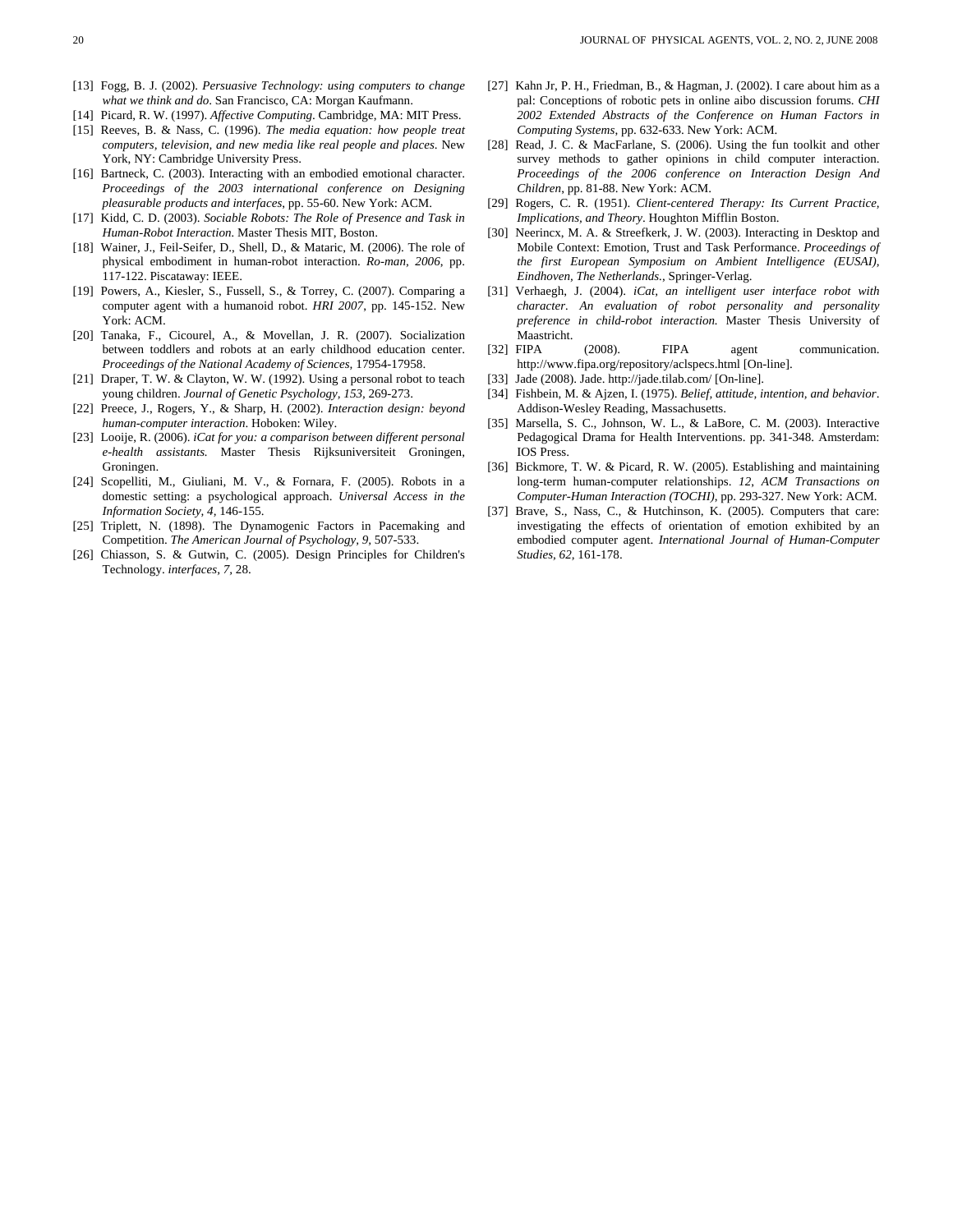[13] Fogg, B. J. (2002). *Persuasive Technology: using computers to change what we think and do.* San Francisco, CA: Morgan Kaufmann.

[14] Picard, R. W. (1997). *Affective Computing*. Cambridge, MA: MIT Press.

[15] Reeves, B. & Nass, C. (1996). *The media equation: how people treat computers, television, and new media like real people and places*. New York, NY: Cambridge University Press.

[16] Bartneck, C. (2003). Interacting with an embodied emotional character. *Proceedings of the 2003 international conference on Designing pleasurable products and interfaces*, pp. 55-60. New York: ACM.

[17] Kidd, C. D. (2003). *Sociable Robots: The Role of Presence and Task in Human-Robot Interaction.* Master Thesis MIT, Boston.

[18] Wainer, J., Feil-Seifer, D., Shell, D., & Mataric, M. (2006). The role of physical embodiment in human-robot interaction. *Ro-man, 2006*, pp. 117-122. Piscataway: IEEE.

[19] Powers, A., Kiesler, S., Fussell, S., & Torrey, C. (2007). Comparing a computer agent with a humanoid robot. *HRI 2007*, pp. 145-152. New York: ACM.

[20] Tanaka, F., Cicourel, A., & Movellan, J. R. (2007). Socialization between toddlers and robots at an early childhood education center. *Proceedings of the National Academy of Sciences,* 17954-17958.

[21] Draper, T. W. & Clayton, W. W. (1992). Using a personal robot to teach young children. *Journal of Genetic Psychology, 153,* 269-273.

[22] Preece, J., Rogers, Y., & Sharp, H. (2002). *Interaction design: beyond human-computer interaction*. Hoboken: Wiley.

[23] Looije, R. (2006). *iCat for you: a comparison between different personal e-health assistants.* Master Thesis Rijksuniversiteit Groningen, Groningen.

[24] Scopelliti, M., Giuliani, M. V., & Fornara, F. (2005). Robots in a domestic setting: a psychological approach. *Universal Access in the Information Society, 4,* 146-155.

[25] Triplett, N. (1898). The Dynamogenic Factors in Pacemaking and Competition. *The American Journal of Psychology, 9,* 507-533.

[26] Chiasson, S. & Gutwin, C. (2005). Design Principles for Children's Technology. *interfaces, 7,* 28.

[27] Kahn Jr, P. H., Friedman, B., & Hagman, J. (2002). I care about him as a pal: Conceptions of robotic pets in online aibo discussion forums. *CHI 2002 Extended Abstracts of the Conference on Human Factors in Computing Systems*, pp. 632-633. New York: ACM.

[28] Read, J. C. & MacFarlane, S. (2006). Using the fun toolkit and other survey methods to gather opinions in child computer interaction. *Proceedings of the 2006 conference on Interaction Design And Children*, pp. 81-88. New York: ACM.

[29] Rogers, C. R. (1951). *Client-centered Therapy: Its Current Practice, Implications, and Theory*. Houghton Mifflin Boston.

[30] Neerincx, M. A. & Streefkerk, J. W. (2003). Interacting in Desktop and Mobile Context: Emotion, Trust and Task Performance. *Proceedings of the first European Symposium on Ambient Intelligence (EUSAI), Eindhoven, The Netherlands.*, Springer-Verlag.

[31] Verhaegh, J. (2004). *iCat, an intelligent user interface robot with character. An evaluation of robot personality and personality preference in child-robot interaction.* Master Thesis University of Maastricht.

[32] FIPA (2008). FIPA agent communication. http://www.fipa.org/repository/aclspecs.html [On-line].

[33] Jade (2008). Jade. http://jade.tilab.com/ [On-line].

[34] Fishbein, M. & Ajzen, I. (1975). *Belief, attitude, intention, and behavior*. Addison-Wesley Reading, Massachusetts.

[35] Marsella, S. C., Johnson, W. L., & LaBore, C. M. (2003). Interactive Pedagogical Drama for Health Interventions. pp. 341-348. Amsterdam: IOS Press.

[36] Bickmore, T. W. & Picard, R. W. (2005). Establishing and maintaining long-term human-computer relationships. *12, ACM Transactions on Computer-Human Interaction (TOCHI),* pp. 293-327. New York: ACM.

[37] Brave, S., Nass, C., & Hutchinson, K. (2005). Computers that care: investigating the effects of orientation of emotion exhibited by an embodied computer agent. *International Journal of Human-Computer Studies, 62,* 161-178.